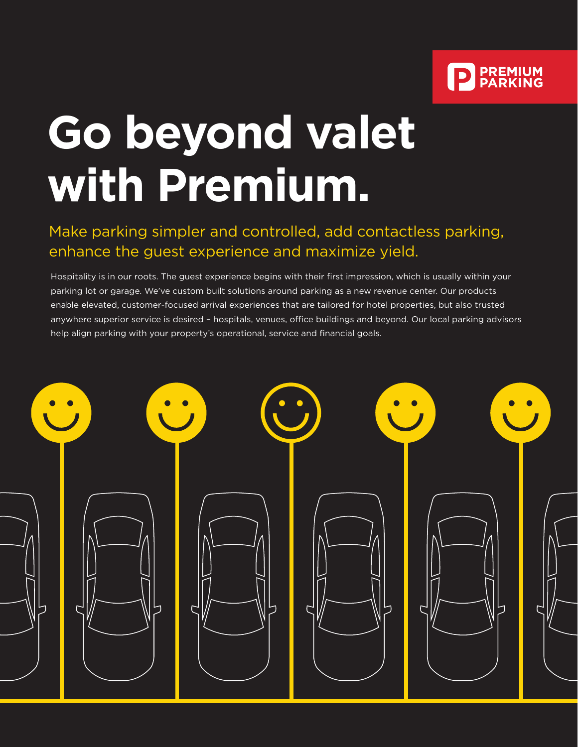PREMIUM PARKING

# Go beyond valet with Premium.

## Make parking simpler and controlled, add contactless parking, enhance the guest experience and maximize yield.

Hospitality is in our roots. The guest experience begins with their first impression, which is usually within your parking lot or garage. We've custom built solutions around parking as a new revenue center. Our products enable elevated, customer-focused arrival experiences that are tailored for hotel properties, but also trusted anywhere superior service is desired – hospitals, venues, office buildings and beyond. Our local parking advisors help align parking with your property's operational, service and financial goals.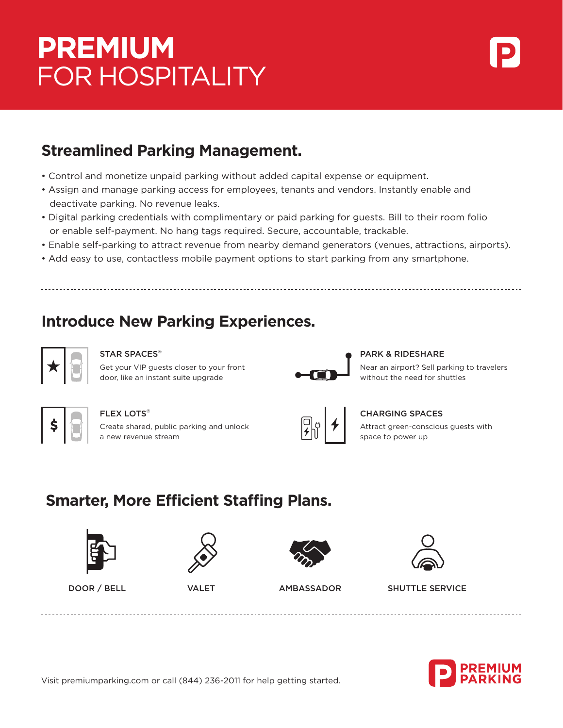# PREMIUM
# FOR HOSPITALITY

## Streamlined Parking Management.

- Control and monetize unpaid parking without added capital expense or equipment.
- Assign and manage parking access for employees, tenants and vendors. Instantly enable and deactivate parking. No revenue leaks.
- Digital parking credentials with complimentary or paid parking for guests. Bill to their room folio or enable self-payment. No hang tags required. Secure, accountable, trackable.
- Enable self-parking to attract revenue from nearby demand generators (venues, attractions, airports).
- Add easy to use, contactless mobile payment options to start parking from any smartphone.

## Introduce New Parking Experiences.

**STAR SPACES®**
Get your VIP guests closer to your front door, like an instant suite upgrade

**PARK & RIDESHARE**
Near an airport? Sell parking to travelers without the need for shuttles

**FLEX LOTS®**
Create shared, public parking and unlock a new revenue stream

**CHARGING SPACES**
Attract green-conscious guests with space to power up

## Smarter, More Efficient Staffing Plans.

DOOR / BELL

VALET

AMBASSADOR

SHUTTLE SERVICE

Visit premiumparking.com or call (844) 236-2011 for help getting started.

PREMIUM PARKING